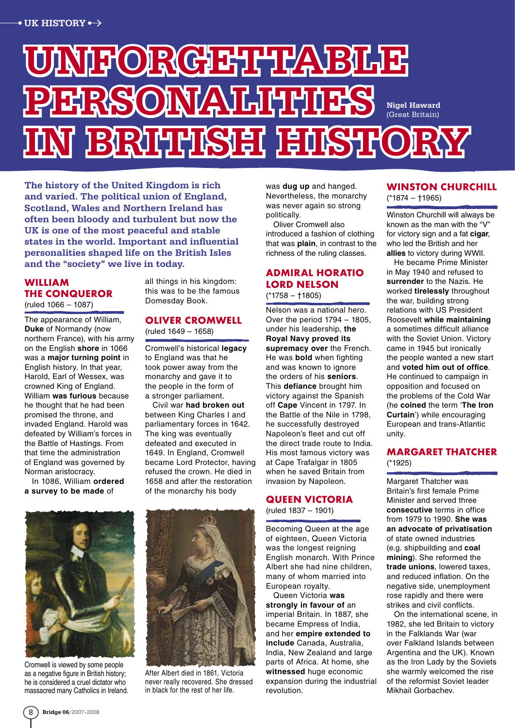UK HISTORY

# UNFORGETTABLE PERSONALITIES IN BRITISH HISTORY

**Nigel Haward**
(Great Britain)

**The history of the United Kingdom is rich and varied. The political union of England, Scotland, Wales and Northern Ireland has often been bloody and turbulent but now the UK is one of the most peaceful and stable states in the world. Important and influential personalities shaped life on the British Isles and the "society" we live in today.**

## WILLIAM THE CONQUEROR

(ruled 1066 – 1087)

The appearance of William, **Duke** of Normandy (now northern France), with his army on the English **shore** in 1066 was a **major turning point** in English history. In that year, Harold, Earl of Wessex, was crowned King of England. William **was furious** because he thought that he had been promised the throne, and invaded England. Harold was defeated by William's forces in the Battle of Hastings. From that time the administration of England was governed by Norman aristocracy.

In 1086, William **ordered a survey to be made** of all things in his kingdom: this was to be the famous Domesday Book.

## OLIVER CROMWELL

(ruled 1649 – 1658)

Cromwell's historical **legacy** to England was that he took power away from the monarchy and gave it to the people in the form of a stronger parliament.

Civil war **had broken out** between King Charles I and parliamentary forces in 1642. The king was eventually defeated and executed in 1649. In England, Cromwell became Lord Protector, having refused the crown. He died in 1658 and after the restoration of the monarchy his body was **dug up** and hanged. Nevertheless, the monarchy was never again so strong politically.

Oliver Cromwell also introduced a fashion of clothing that was **plain**, in contrast to the richness of the ruling classes.

Cromwell is viewed by some people as a negative figure in British history; he is considered a cruel dictator who massacred many Catholics in Ireland.

## ADMIRAL HORATIO LORD NELSON

(*1758 – †1805)

Nelson was a national hero. Over the period 1794 – 1805, under his leadership, **the Royal Navy proved its supremacy over** the French. He was **bold** when fighting and was known to ignore the orders of his **seniors**. This **defiance** brought him victory against the Spanish off **Cape** Vincent in 1797. In the Battle of the Nile in 1798, he successfully destroyed Napoleon's fleet and cut off the direct trade route to India. His most famous victory was at Cape Trafalgar in 1805 when he saved Britain from invasion by Napoleon.

## QUEEN VICTORIA

(ruled 1837 – 1901)

Becoming Queen at the age of eighteen, Queen Victoria was the longest reigning English monarch. With Prince Albert she had nine children, many of whom married into European royalty.

Queen Victoria **was strongly in favour of** an imperial Britain. In 1887, she became Empress of India, and her **empire extended to include** Canada, Australia, India, New Zealand and large parts of Africa. At home, she **witnessed** huge economic expansion during the industrial revolution.

After Albert died in 1861, Victoria never really recovered. She dressed in black for the rest of her life.

## WINSTON CHURCHILL

(*1874 – †1965)

Winston Churchill will always be known as the man with the "V" for victory sign and a fat **cigar**, who led the British and her **allies** to victory during WWII.

He became Prime Minister in May 1940 and refused to **surrender** to the Nazis. He worked **tirelessly** throughout the war, building strong relations with US President Roosevelt **while maintaining** a sometimes difficult alliance with the Soviet Union. Victory came in 1945 but ironically the people wanted a new start and **voted him out of office**. He continued to campaign in opposition and focused on the problems of the Cold War (he **coined** the term '**The Iron Curtain**') while encouraging European and trans-Atlantic unity.

## MARGARET THATCHER

(*1925)

Margaret Thatcher was Britain's first female Prime Minister and served three **consecutive** terms in office from 1979 to 1990. **She was an advocate of privatisation** of state owned industries (e.g. shipbuilding and **coal mining**). She reformed the **trade unions**, lowered taxes, and reduced inflation. On the negative side, unemployment rose rapidly and there were strikes and civil conflicts.

On the international scene, in 1982, she led Britain to victory in the Falklands War (war over Falkland Islands between Argentina and the UK). Known as the Iron Lady by the Soviets she warmly welcomed the rise of the reformist Soviet leader Mikhail Gorbachev.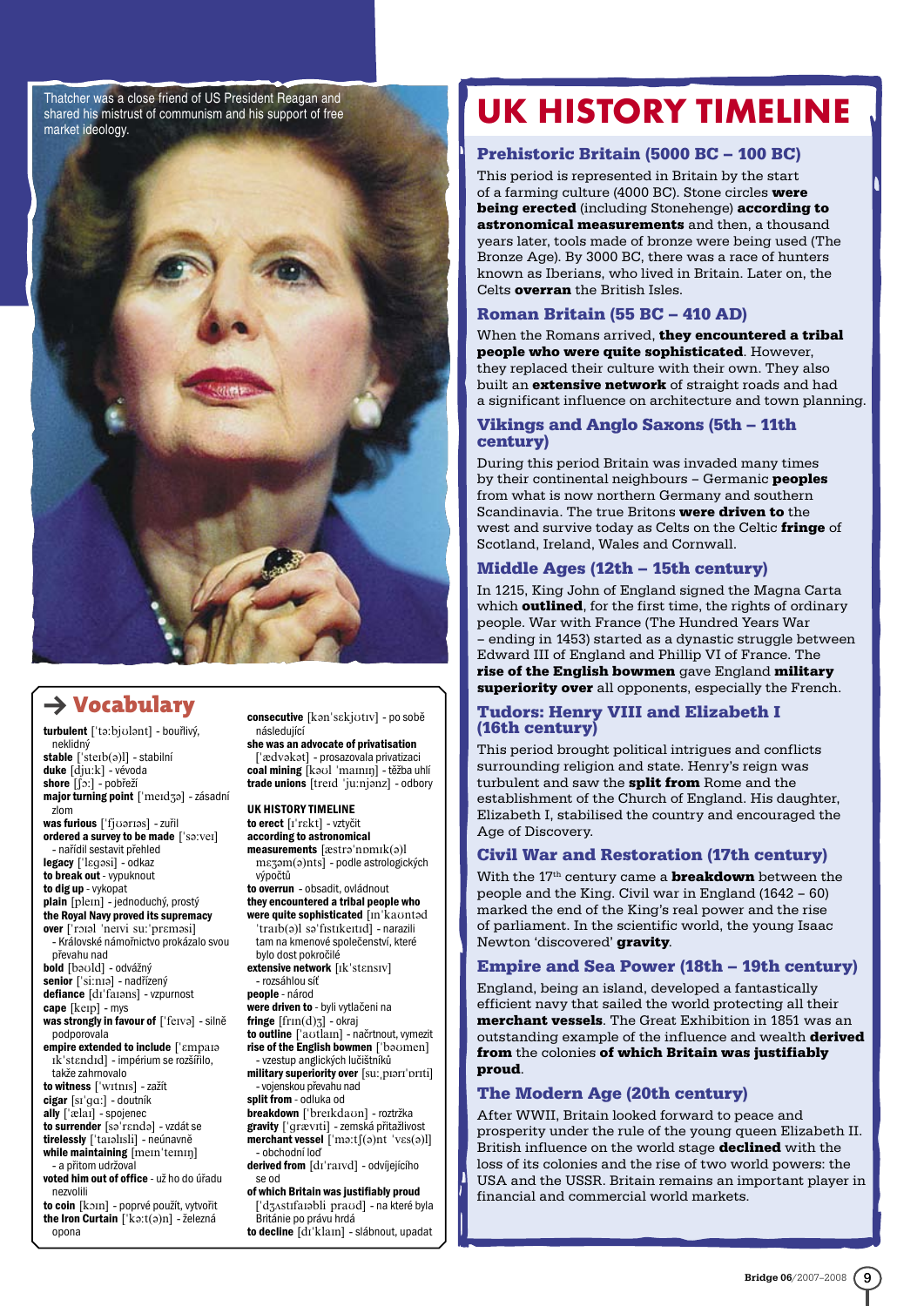Thatcher was a close friend of US President Reagan and shared his mistrust of communism and his support of free market ideology.

## → Vocabulary

**turbulent** [ˈtɜːbjʊlənt] - bouřlivý, neklidný
**stable** [ˈsteɪb(ə)l] - stabilní
**duke** [djuːk] - vévoda
**shore** [ʃɔː] - pobřeží
**major turning point** [ˈmeɪdʒə] - zásadní zlom
**was furious** [ˈfjʊəriəs] - zuřil
**ordered a survey to be made** [ˈsɜːveɪ] - nařídil sestavit přehled
**legacy** [ˈlɛgəsi] - odkaz
**to break out** - vypuknout
**to dig up** - vykopat
**plain** [pleɪn] - jednoduchý, prostý
**the Royal Navy proved its supremacy over** [ˈrɔɪəl ˈneɪvi suːˈprɛməsi] - Královské námořnictvo prokázalo svou převahu nad
**bold** [bəʊld] - odvážný
**senior** [ˈsiːnɪə] - nadřízený
**defiance** [dɪˈfaɪəns] - vzpurnost
**cape** [keɪp] - mys
**was strongly in favour of** [ˈfeɪvə] - silně podporoval
**empire extended to include** [ˈɛmpaɪə ɪkˈstɛndɪd] - impérium se rozšířilo, takže zahrnovalo
**to witness** [ˈwɪtnɪs] - zažít
**cigar** [sɪˈgɑː] - doutník
**ally** [ˈælaɪ] - spojenec
**to surrender** [səˈrɛndə] - vzdát se
**tirelessly** [ˈtaɪəlɪsli] - neúnavně
**while maintaining** [meɪnˈteɪnɪŋ] - a přitom udržoval
**voted him out of office** - už ho do úřadu nezvolili
**to coin** [kɔɪn] - poprvé použít, vytvořit
**the Iron Curtain** [ˈkɜːt(ə)n] - železná opona
**consecutive** [kənˈsɛkjʊtɪv] - po sobě následující
**she was an advocate of privatisation** [ˈædvəkət] - prosazovala privatizaci
**coal mining** [kəʊl ˈmaɪnɪŋ] - těžba uhlí
**trade unions** [treɪd ˈjuːnjənz] - odbory

**UK HISTORY TIMELINE**

**to erect** [ɪˈrɛkt] - vztyčit
**according to astronomical measurements** [æstrəˈnɒmɪk(ə)l mɛʒəm(ə)nts] - podle astrologických výpočtů
**to overrun** - obsadit, ovládnout
**they encountered a tribal people who were quite sophisticated** [ɪnˈkaʊntəd ˈtraɪb(ə)l səˈfɪstɪkeɪtɪd] - narazili tam na kmenové společenství, které bylo dost pokročilé
**extensive network** [ɪkˈstɛnsɪv] - rozsáhlou síť
**people** - národ
**were driven to** - byli vytlačeni na
**fringe** [frɪn(d)ʒ] - okraj
**to outline** [ˈaʊtlaɪn] - načrtnout, vymezit
**rise of the English bowmen** [ˈbəʊmen] - vzestup anglických lučištníků
**military superiority over** [suːˌpɪərɪˈɒrɪti] - vojenskou převahu nad
**split from** - odluka od
**breakdown** [ˈbreɪkdaʊn] - roztržka
**gravity** [ˈgrævɪti] - zemská přitažlivost
**merchant vessel** [ˈmɜːtʃ(ə)nt ˈvɛs(ə)l] - obchodní loď
**derived from** [dɪˈraɪvd] - odvíjejícího se od
**of which Britain was justifiably proud** [ˈdʒʌstɪfaɪəbli praʊd] - na které byla Británie po právu hrdá
**to decline** [dɪˈklaɪn] - slábnout, upadat

# UK HISTORY TIMELINE

## Prehistoric Britain (5000 BC – 100 BC)

This period is represented in Britain by the start of a farming culture (4000 BC). Stone circles **were being erected** (including Stonehenge) **according to astronomical measurements** and then, a thousand years later, tools made of bronze were being used (The Bronze Age). By 3000 BC, there was a race of hunters known as Iberians, who lived in Britain. Later on, the Celts **overran** the British Isles.

## Roman Britain (55 BC – 410 AD)

When the Romans arrived, **they encountered a tribal people who were quite sophisticated**. However, they replaced their culture with their own. They also built an **extensive network** of straight roads and had a significant influence on architecture and town planning.

## Vikings and Anglo Saxons (5th – 11th century)

During this period Britain was invaded many times by their continental neighbours – Germanic **peoples** from what is now northern Germany and southern Scandinavia. The true Britons **were driven to** the west and survive today as Celts on the Celtic **fringe** of Scotland, Ireland, Wales and Cornwall.

## Middle Ages (12th – 15th century)

In 1215, King John of England signed the Magna Carta which **outlined**, for the first time, the rights of ordinary people. War with France (The Hundred Years War – ending in 1453) started as a dynastic struggle between Edward III of England and Phillip VI of France. The **rise of the English bowmen** gave England **military superiority over** all opponents, especially the French.

## Tudors: Henry VIII and Elizabeth I (16th century)

This period brought political intrigues and conflicts surrounding religion and state. Henry's reign was turbulent and saw the **split from** Rome and the establishment of the Church of England. His daughter, Elizabeth I, stabilised the country and encouraged the Age of Discovery.

## Civil War and Restoration (17th century)

With the 17th century came a **breakdown** between the people and the King. Civil war in England (1642 – 60) marked the end of the King's real power and the rise of parliament. In the scientific world, the young Isaac Newton 'discovered' **gravity**.

## Empire and Sea Power (18th – 19th century)

England, being an island, developed a fantastically efficient navy that sailed the world protecting all their **merchant vessels**. The Great Exhibition in 1851 was an outstanding example of the influence and wealth **derived from** the colonies **of which Britain was justifiably proud**.

## The Modern Age (20th century)

After WWII, Britain looked forward to peace and prosperity under the rule of the young queen Elizabeth II. British influence on the world stage **declined** with the loss of its colonies and the rise of two world powers: the USA and the USSR. Britain remains an important player in financial and commercial world markets.